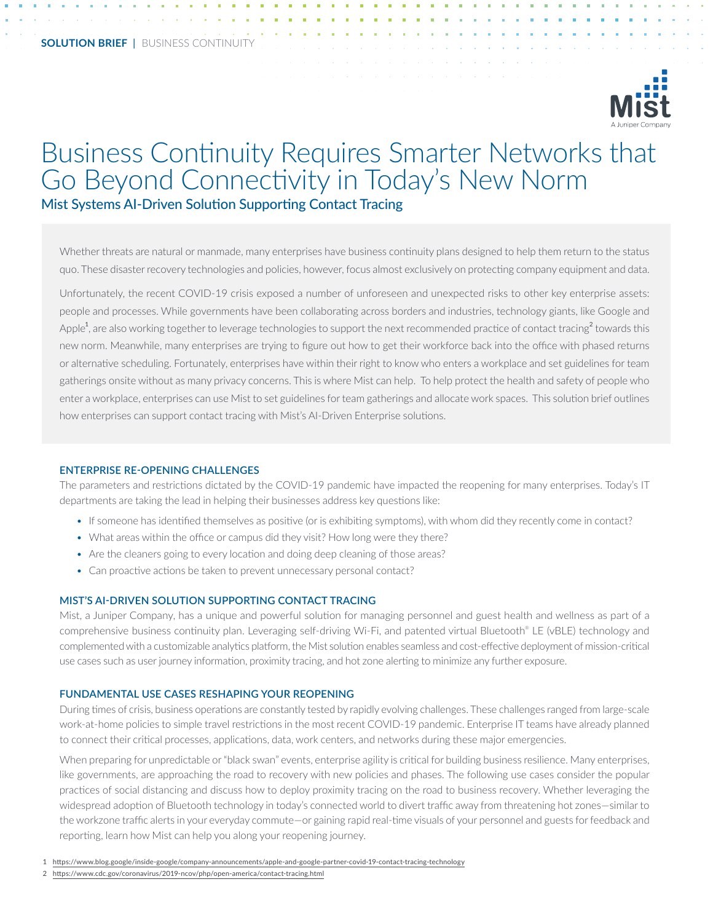**SOLUTION BRIEF** | BUSINESS CONTINUITY

# Business Continuity Requires Smarter Networks that Go Beyond Connectivity in Today's New Norm

## Mist Systems AI-Driven Solution Supporting Contact Tracing

Whether threats are natural or manmade, many enterprises have business continuity plans designed to help them return to the status quo. These disaster recovery technologies and policies, however, focus almost exclusively on protecting company equipment and data.

Unfortunately, the recent COVID-19 crisis exposed a number of unforeseen and unexpected risks to other key enterprise assets: people and processes. While governments have been collaborating across borders and industries, technology giants, like Google and Apple[1], are also working together to leverage technologies to support the next recommended practice of contact tracing[2] towards this new norm. Meanwhile, many enterprises are trying to figure out how to get their workforce back into the office with phased returns or alternative scheduling. Fortunately, enterprises have within their right to know who enters a workplace and set guidelines for team gatherings onsite without as many privacy concerns. This is where Mist can help. To help protect the health and safety of people who enter a workplace, enterprises can use Mist to set guidelines for team gatherings and allocate work spaces. This solution brief outlines how enterprises can support contact tracing with Mist's AI-Driven Enterprise solutions.

### ENTERPRISE RE-OPENING CHALLENGES

The parameters and restrictions dictated by the COVID-19 pandemic have impacted the reopening for many enterprises. Today's IT departments are taking the lead in helping their businesses address key questions like:

- If someone has identified themselves as positive (or is exhibiting symptoms), with whom did they recently come in contact?
- What areas within the office or campus did they visit? How long were they there?
- Are the cleaners going to every location and doing deep cleaning of those areas?
- Can proactive actions be taken to prevent unnecessary personal contact?

### MIST'S AI-DRIVEN SOLUTION SUPPORTING CONTACT TRACING

Mist, a Juniper Company, has a unique and powerful solution for managing personnel and guest health and wellness as part of a comprehensive business continuity plan. Leveraging self-driving Wi-Fi, and patented virtual Bluetooth® LE (vBLE) technology and complemented with a customizable analytics platform, the Mist solution enables seamless and cost-effective deployment of mission-critical use cases such as user journey information, proximity tracing, and hot zone alerting to minimize any further exposure.

### FUNDAMENTAL USE CASES RESHAPING YOUR REOPENING

During times of crisis, business operations are constantly tested by rapidly evolving challenges. These challenges ranged from large-scale work-at-home policies to simple travel restrictions in the most recent COVID-19 pandemic. Enterprise IT teams have already planned to connect their critical processes, applications, data, work centers, and networks during these major emergencies.

When preparing for unpredictable or "black swan" events, enterprise agility is critical for building business resilience. Many enterprises, like governments, are approaching the road to recovery with new policies and phases. The following use cases consider the popular practices of social distancing and discuss how to deploy proximity tracing on the road to business recovery. Whether leveraging the widespread adoption of Bluetooth technology in today's connected world to divert traffic away from threatening hot zones—similar to the workzone traffic alerts in your everyday commute—or gaining rapid real-time visuals of your personnel and guests for feedback and reporting, learn how Mist can help you along your reopening journey.

1 https://www.blog.google/inside-google/company-announcements/apple-and-google-partner-covid-19-contact-tracing-technology

2 https://www.cdc.gov/coronavirus/2019-ncov/php/open-america/contact-tracing.html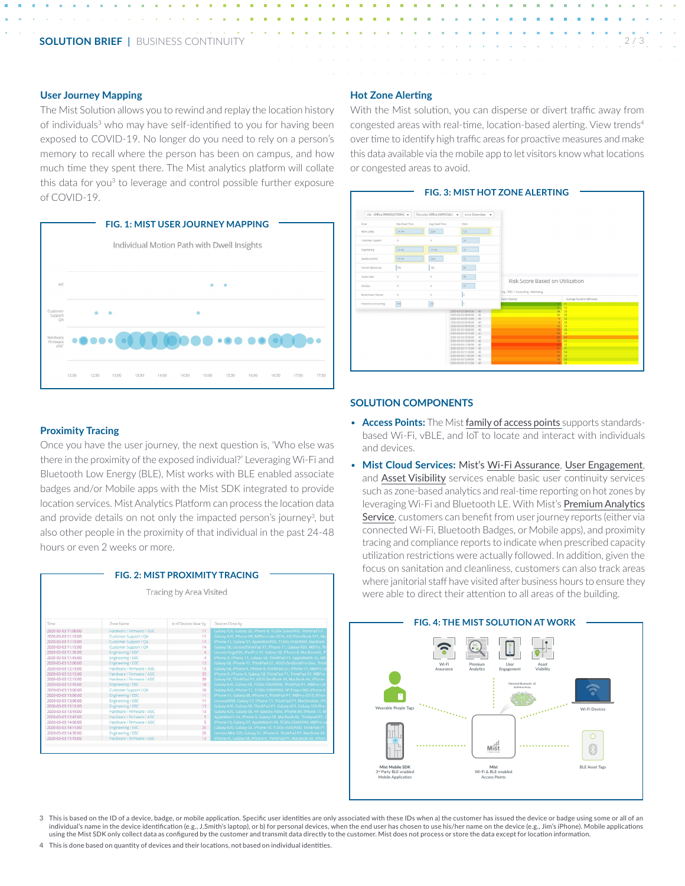## User Journey Mapping

The Mist Solution allows you to rewind and replay the location history of individuals[3] who may have self-identified to you for having been exposed to COVID-19. No longer do you need to rely on a person's memory to recall where the person has been on campus, and how much time they spent there. The Mist analytics platform will collate this data for you[3] to leverage and control possible further exposure of COVID-19.

**FIG. 1: MIST USER JOURNEY MAPPING**

## Proximity Tracing

Once you have the user journey, the next question is, 'Who else was there in the proximity of the exposed individual?' Leveraging Wi-Fi and Bluetooth Low Energy (BLE), Mist works with BLE enabled associate badges and/or Mobile apps with the Mist SDK integrated to provide location services. Mist Analytics Platform can process the location data and provide details on not only the impacted person's journey[3], but also other people in the proximity of that individual in the past 24-48 hours or even 2 weeks or more.

**FIG. 2: MIST PROXIMITY TRACING**

## Hot Zone Alerting

With the Mist solution, you can disperse or divert traffic away from congested areas with real-time, location-based alerting. View trends[4] over time to identify high traffic areas for proactive measures and make this data available via the mobile app to let visitors know what locations or congested areas to avoid.

**FIG. 3: MIST HOT ZONE ALERTING**

## SOLUTION COMPONENTS

- **Access Points:** The Mist family of access points supports standards-based Wi-Fi, vBLE, and IoT to locate and interact with individuals and devices.
- **Mist Cloud Services:** Mist's Wi-Fi Assurance, User Engagement, and Asset Visibility services enable basic user continuity services such as zone-based analytics and real-time reporting on hot zones by leveraging Wi-Fi and Bluetooth LE. With Mist's Premium Analytics Service, customers can benefit from user journey reports (either via connected Wi-Fi, Bluetooth Badges, or Mobile apps), and proximity tracing and compliance reports to indicate when prescribed capacity utilization restrictions were actually followed. In addition, given the focus on sanitation and cleanliness, customers can also track areas where janitorial staff have visited after business hours to ensure they were able to direct their attention to all areas of the building.

**FIG. 4: THE MIST SOLUTION AT WORK**

3 This is based on the ID of a device, badge, or mobile application. Specific user identities are only associated with these IDs when a) the customer has issued the device or badge using some or all of an individual's name in the device identification (e.g., J.Smith's laptop), or b) for personal devices, when the end user has chosen to use his/her name on the device (e.g., Jim's iPhone). Mobile applications using the Mist SDK only collect data as configured by the customer and transmit data directly to the customer. Mist does not process or store the data except for location information.

4 This is done based on quantity of devices and their locations, not based on individual identities.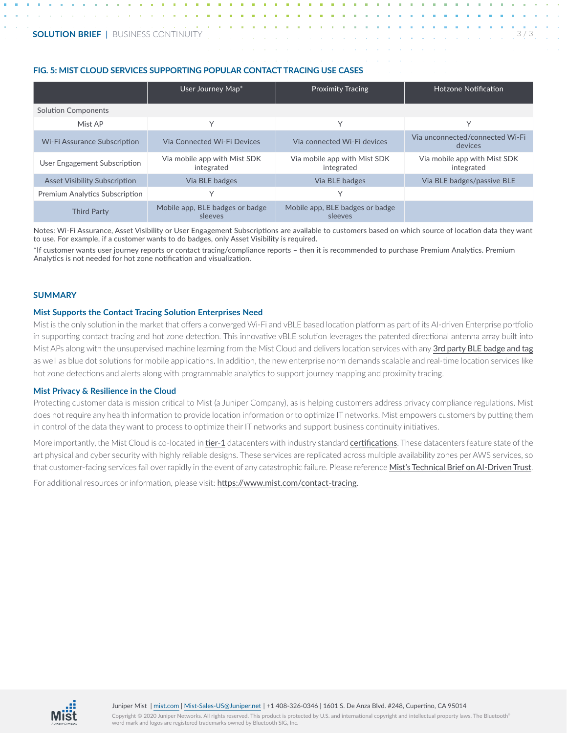### FIG. 5: MIST CLOUD SERVICES SUPPORTING POPULAR CONTACT TRACING USE CASES

| | User Journey Map* | Proximity Tracing | Hotzone Notification |
|---|---|---|---|
| Solution Components | | | |
| Mist AP | Y | Y | Y |
| Wi-Fi Assurance Subscription | Via Connected Wi-Fi Devices | Via connected Wi-Fi devices | Via unconnected/connected Wi-Fi devices |
| User Engagement Subscription | Via mobile app with Mist SDK integrated | Via mobile app with Mist SDK integrated | Via mobile app with Mist SDK integrated |
| Asset Visibility Subscription | Via BLE badges | Via BLE badges | Via BLE badges/passive BLE |
| Premium Analytics Subscription | Y | Y | |
| Third Party | Mobile app, BLE badges or badge sleeves | Mobile app, BLE badges or badge sleeves | |

Notes: Wi-Fi Assurance, Asset Visibility or User Engagement Subscriptions are available to customers based on which source of location data they want to use. For example, if a customer wants to do badges, only Asset Visibility is required.

*If customer wants user journey reports or contact tracing/compliance reports – then it is recommended to purchase Premium Analytics. Premium Analytics is not needed for hot zone notification and visualization.

## SUMMARY

### Mist Supports the Contact Tracing Solution Enterprises Need

Mist is the only solution in the market that offers a converged Wi-Fi and vBLE based location platform as part of its AI-driven Enterprise portfolio in supporting contact tracing and hot zone detection. This innovative vBLE solution leverages the patented directional antenna array built into Mist APs along with the unsupervised machine learning from the Mist Cloud and delivers location services with any 3rd party BLE badge and tag as well as blue dot solutions for mobile applications. In addition, the new enterprise norm demands scalable and real-time location services like hot zone detections and alerts along with programmable analytics to support journey mapping and proximity tracing.

### Mist Privacy & Resilience in the Cloud

Protecting customer data is mission critical to Mist (a Juniper Company), as is helping customers address privacy compliance regulations. Mist does not require any health information to provide location information or to optimize IT networks. Mist empowers customers by putting them in control of the data they want to process to optimize their IT networks and support business continuity initiatives.

More importantly, the Mist Cloud is co-located in tier-1 datacenters with industry standard certifications. These datacenters feature state of the art physical and cyber security with highly reliable designs. These services are replicated across multiple availability zones per AWS services, so that customer-facing services fail over rapidly in the event of any catastrophic failure. Please reference Mist's Technical Brief on AI-Driven Trust.

For additional resources or information, please visit: https://www.mist.com/contact-tracing.

Juniper Mist | mist.com | Mist-Sales-US@Juniper.net | +1 408-326-0346 | 1601 S. De Anza Blvd. #248, Cupertino, CA 95014

Copyright © 2020 Juniper Networks. All rights reserved. This product is protected by U.S. and international copyright and intellectual property laws. The Bluetooth® word mark and logos are registered trademarks owned by Bluetooth SIG, Inc.